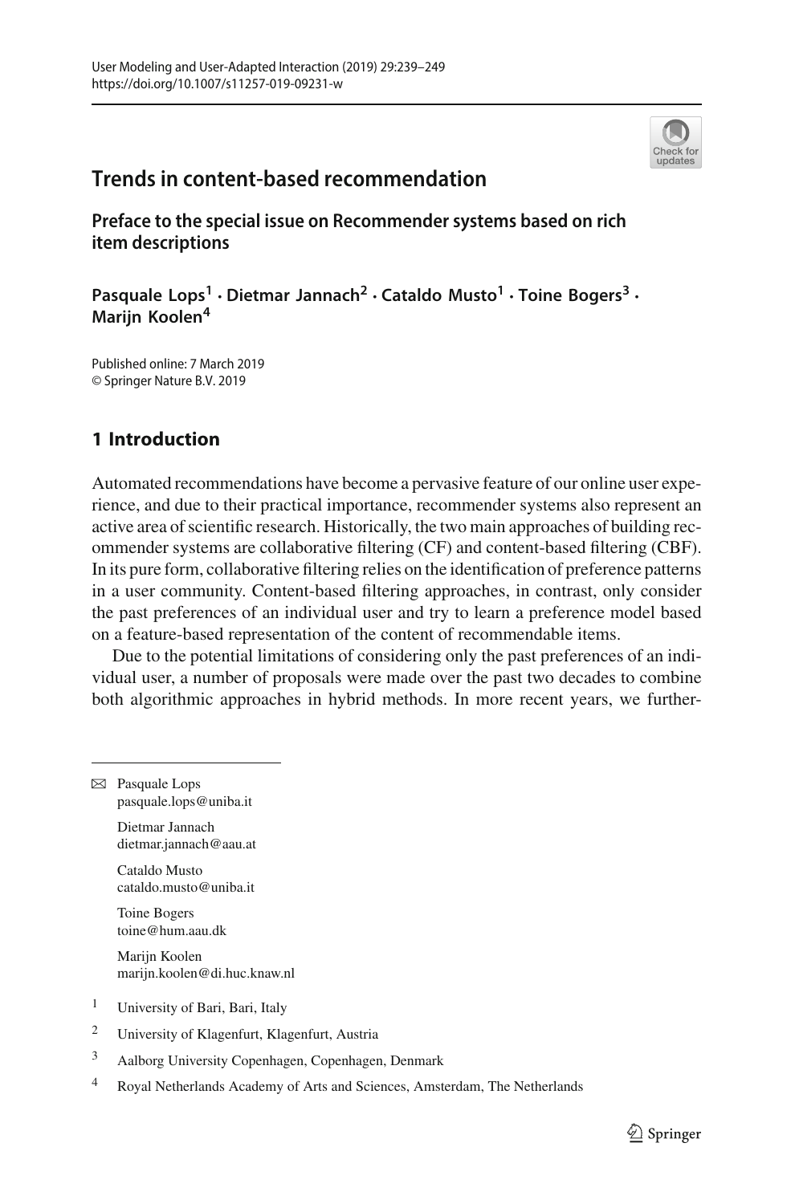# Trends in content-based recommendation

## Preface to the special issue on Recommender systems based on rich item descriptions

**Pasquale Lops[1] · Dietmar Jannach[2] · Cataldo Musto[1] · Toine Bogers[3] · Marijn Koolen[4]**

Published online: 7 March 2019
© Springer Nature B.V. 2019

## 1 Introduction

Automated recommendations have become a pervasive feature of our online user experience, and due to their practical importance, recommender systems also represent an active area of scientific research. Historically, the two main approaches of building recommender systems are collaborative filtering (CF) and content-based filtering (CBF). In its pure form, collaborative filtering relies on the identification of preference patterns in a user community. Content-based filtering approaches, in contrast, only consider the past preferences of an individual user and try to learn a preference model based on a feature-based representation of the content of recommendable items.

Due to the potential limitations of considering only the past preferences of an individual user, a number of proposals were made over the past two decades to combine both algorithmic approaches in hybrid methods. In more recent years, we further-

---

✉ Pasquale Lops
pasquale.lops@uniba.it

Dietmar Jannach
dietmar.jannach@aau.at

Cataldo Musto
cataldo.musto@uniba.it

Toine Bogers
toine@hum.aau.dk

Marijn Koolen
marijn.koolen@di.huc.knaw.nl

[1] University of Bari, Bari, Italy

[2] University of Klagenfurt, Klagenfurt, Austria

[3] Aalborg University Copenhagen, Copenhagen, Denmark

[4] Royal Netherlands Academy of Arts and Sciences, Amsterdam, The Netherlands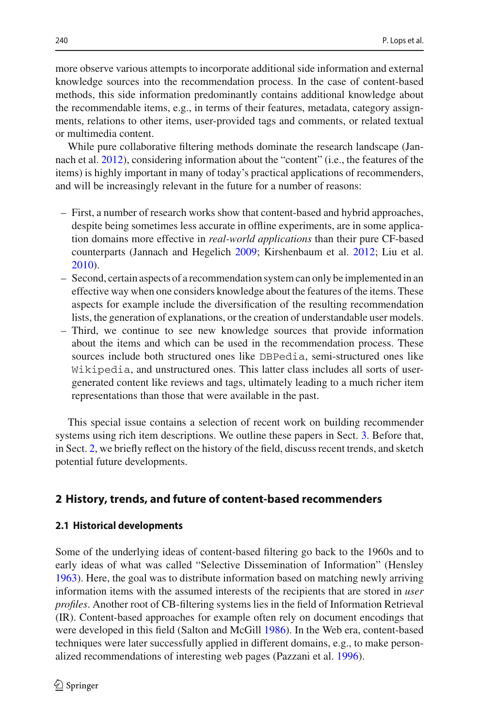more observe various attempts to incorporate additional side information and external knowledge sources into the recommendation process. In the case of content-based methods, this side information predominantly contains additional knowledge about the recommendable items, e.g., in terms of their features, metadata, category assignments, relations to other items, user-provided tags and comments, or related textual or multimedia content.

While pure collaborative filtering methods dominate the research landscape (Jannach et al. 2012), considering information about the "content" (i.e., the features of the items) is highly important in many of today's practical applications of recommenders, and will be increasingly relevant in the future for a number of reasons:

- First, a number of research works show that content-based and hybrid approaches, despite being sometimes less accurate in offline experiments, are in some application domains more effective in *real-world applications* than their pure CF-based counterparts (Jannach and Hegelich 2009; Kirshenbaum et al. 2012; Liu et al. 2010).
- Second, certain aspects of a recommendation system can only be implemented in an effective way when one considers knowledge about the features of the items. These aspects for example include the diversification of the resulting recommendation lists, the generation of explanations, or the creation of understandable user models.
- Third, we continue to see new knowledge sources that provide information about the items and which can be used in the recommendation process. These sources include both structured ones like `DBPedia`, semi-structured ones like `Wikipedia`, and unstructured ones. This latter class includes all sorts of user-generated content like reviews and tags, ultimately leading to a much richer item representations than those that were available in the past.

This special issue contains a selection of recent work on building recommender systems using rich item descriptions. We outline these papers in Sect. 3. Before that, in Sect. 2, we briefly reflect on the history of the field, discuss recent trends, and sketch potential future developments.

## 2 History, trends, and future of content-based recommenders

### 2.1 Historical developments

Some of the underlying ideas of content-based filtering go back to the 1960s and to early ideas of what was called "Selective Dissemination of Information" (Hensley 1963). Here, the goal was to distribute information based on matching newly arriving information items with the assumed interests of the recipients that are stored in *user profiles*. Another root of CB-filtering systems lies in the field of Information Retrieval (IR). Content-based approaches for example often rely on document encodings that were developed in this field (Salton and McGill 1986). In the Web era, content-based techniques were later successfully applied in different domains, e.g., to make personalized recommendations of interesting web pages (Pazzani et al. 1996).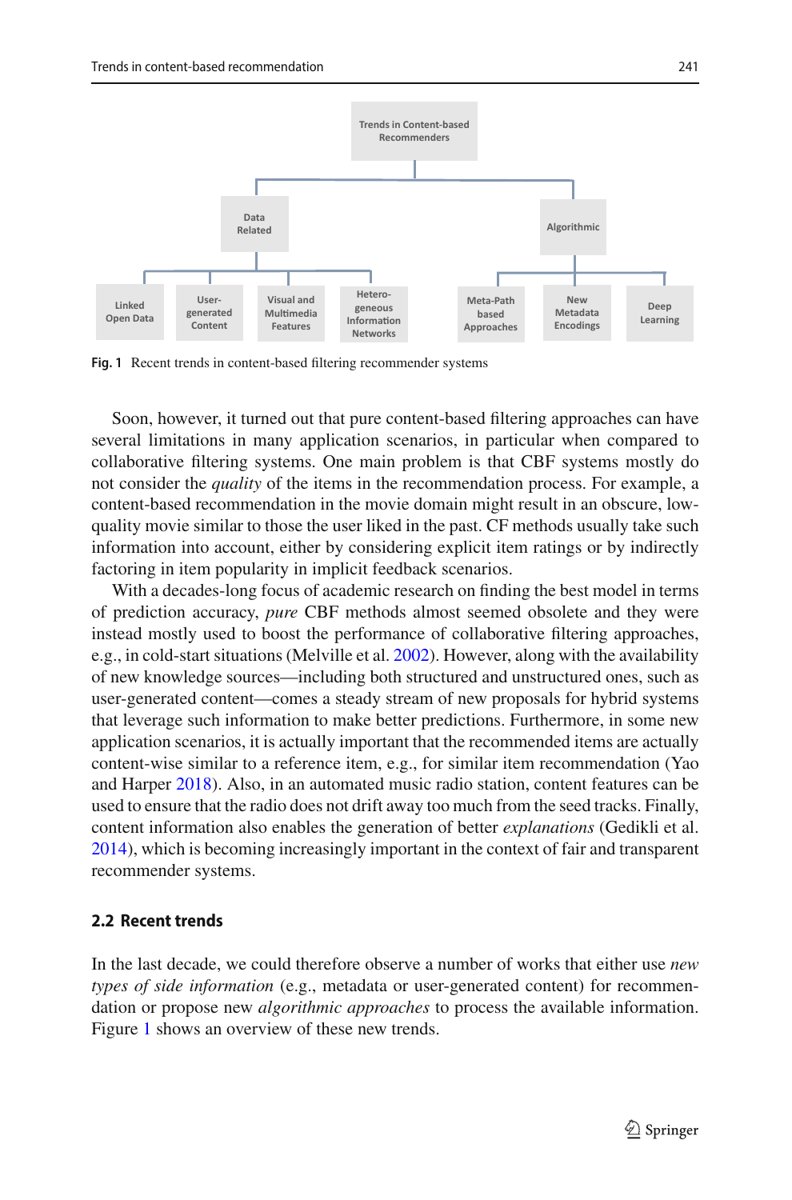Fig. 1 Recent trends in content-based filtering recommender systems

Soon, however, it turned out that pure content-based filtering approaches can have several limitations in many application scenarios, in particular when compared to collaborative filtering systems. One main problem is that CBF systems mostly do not consider the *quality* of the items in the recommendation process. For example, a content-based recommendation in the movie domain might result in an obscure, low-quality movie similar to those the user liked in the past. CF methods usually take such information into account, either by considering explicit item ratings or by indirectly factoring in item popularity in implicit feedback scenarios.

With a decades-long focus of academic research on finding the best model in terms of prediction accuracy, *pure* CBF methods almost seemed obsolete and they were instead mostly used to boost the performance of collaborative filtering approaches, e.g., in cold-start situations (Melville et al. 2002). However, along with the availability of new knowledge sources—including both structured and unstructured ones, such as user-generated content—comes a steady stream of new proposals for hybrid systems that leverage such information to make better predictions. Furthermore, in some new application scenarios, it is actually important that the recommended items are actually content-wise similar to a reference item, e.g., for similar item recommendation (Yao and Harper 2018). Also, in an automated music radio station, content features can be used to ensure that the radio does not drift away too much from the seed tracks. Finally, content information also enables the generation of better *explanations* (Gedikli et al. 2014), which is becoming increasingly important in the context of fair and transparent recommender systems.

## 2.2 Recent trends

In the last decade, we could therefore observe a number of works that either use *new types of side information* (e.g., metadata or user-generated content) for recommendation or propose new *algorithmic approaches* to process the available information. Figure 1 shows an overview of these new trends.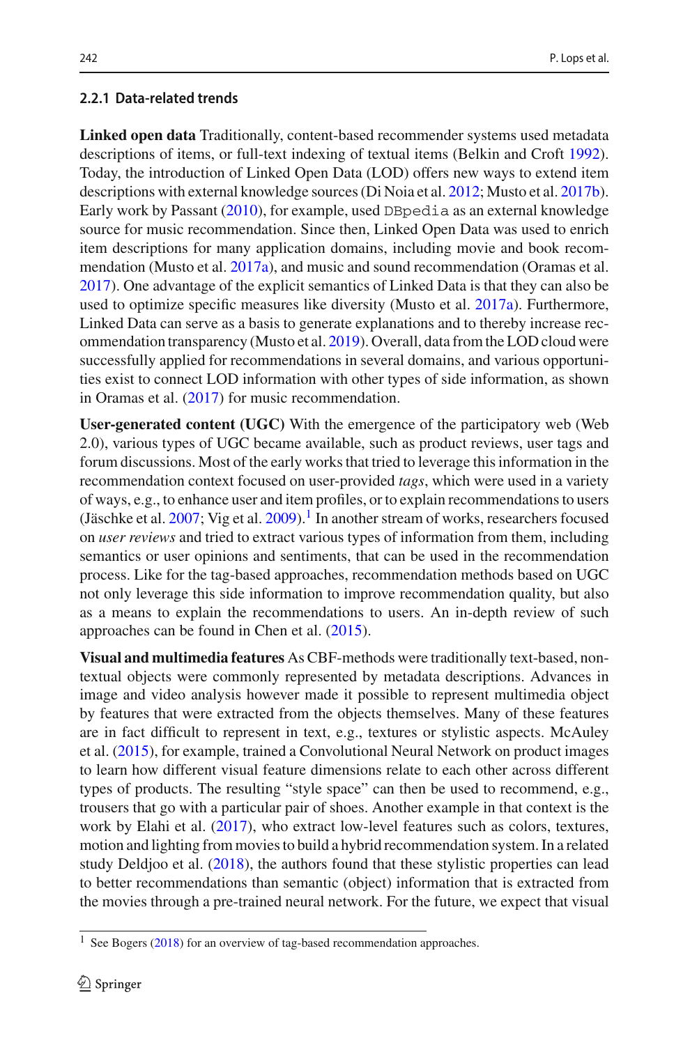### 2.2.1 Data-related trends

**Linked open data** Traditionally, content-based recommender systems used metadata descriptions of items, or full-text indexing of textual items (Belkin and Croft 1992). Today, the introduction of Linked Open Data (LOD) offers new ways to extend item descriptions with external knowledge sources (Di Noia et al. 2012; Musto et al. 2017b). Early work by Passant (2010), for example, used `DBpedia` as an external knowledge source for music recommendation. Since then, Linked Open Data was used to enrich item descriptions for many application domains, including movie and book recommendation (Musto et al. 2017a), and music and sound recommendation (Oramas et al. 2017). One advantage of the explicit semantics of Linked Data is that they can also be used to optimize specific measures like diversity (Musto et al. 2017a). Furthermore, Linked Data can serve as a basis to generate explanations and to thereby increase recommendation transparency (Musto et al. 2019). Overall, data from the LOD cloud were successfully applied for recommendations in several domains, and various opportunities exist to connect LOD information with other types of side information, as shown in Oramas et al. (2017) for music recommendation.

**User-generated content (UGC)** With the emergence of the participatory web (Web 2.0), various types of UGC became available, such as product reviews, user tags and forum discussions. Most of the early works that tried to leverage this information in the recommendation context focused on user-provided *tags*, which were used in a variety of ways, e.g., to enhance user and item profiles, or to explain recommendations to users (Jäschke et al. 2007; Vig et al. 2009).[1] In another stream of works, researchers focused on *user reviews* and tried to extract various types of information from them, including semantics or user opinions and sentiments, that can be used in the recommendation process. Like for the tag-based approaches, recommendation methods based on UGC not only leverage this side information to improve recommendation quality, but also as a means to explain the recommendations to users. An in-depth review of such approaches can be found in Chen et al. (2015).

**Visual and multimedia features** As CBF-methods were traditionally text-based, non-textual objects were commonly represented by metadata descriptions. Advances in image and video analysis however made it possible to represent multimedia object by features that were extracted from the objects themselves. Many of these features are in fact difficult to represent in text, e.g., textures or stylistic aspects. McAuley et al. (2015), for example, trained a Convolutional Neural Network on product images to learn how different visual feature dimensions relate to each other across different types of products. The resulting "style space" can then be used to recommend, e.g., trousers that go with a particular pair of shoes. Another example in that context is the work by Elahi et al. (2017), who extract low-level features such as colors, textures, motion and lighting from movies to build a hybrid recommendation system. In a related study Deldjoo et al. (2018), the authors found that these stylistic properties can lead to better recommendations than semantic (object) information that is extracted from the movies through a pre-trained neural network. For the future, we expect that visual

[1] See Bogers (2018) for an overview of tag-based recommendation approaches.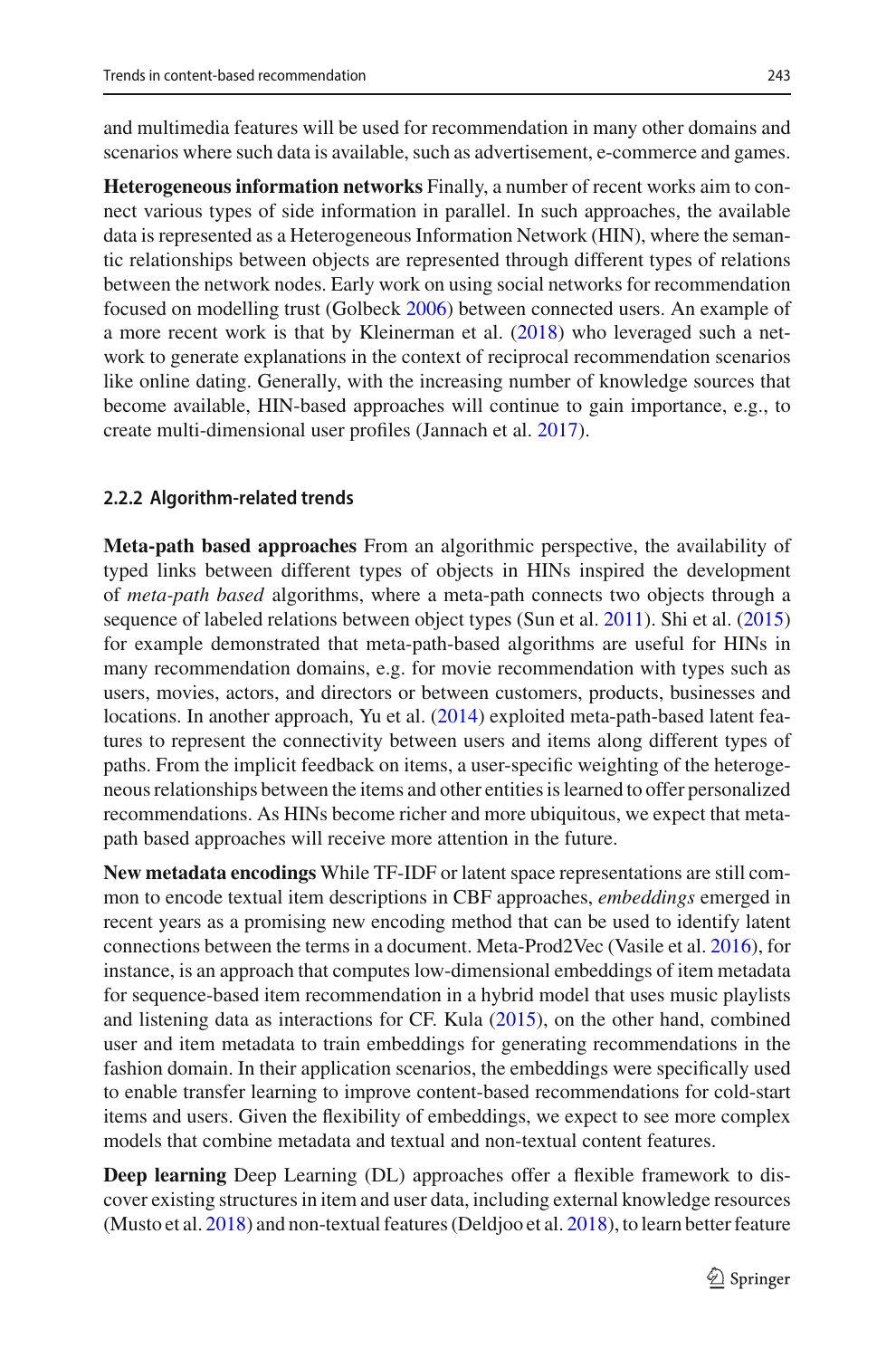and multimedia features will be used for recommendation in many other domains and scenarios where such data is available, such as advertisement, e-commerce and games.

**Heterogeneous information networks** Finally, a number of recent works aim to connect various types of side information in parallel. In such approaches, the available data is represented as a Heterogeneous Information Network (HIN), where the semantic relationships between objects are represented through different types of relations between the network nodes. Early work on using social networks for recommendation focused on modelling trust (Golbeck 2006) between connected users. An example of a more recent work is that by Kleinerman et al. (2018) who leveraged such a network to generate explanations in the context of reciprocal recommendation scenarios like online dating. Generally, with the increasing number of knowledge sources that become available, HIN-based approaches will continue to gain importance, e.g., to create multi-dimensional user profiles (Jannach et al. 2017).

### 2.2.2 Algorithm-related trends

**Meta-path based approaches** From an algorithmic perspective, the availability of typed links between different types of objects in HINs inspired the development of *meta-path based* algorithms, where a meta-path connects two objects through a sequence of labeled relations between object types (Sun et al. 2011). Shi et al. (2015) for example demonstrated that meta-path-based algorithms are useful for HINs in many recommendation domains, e.g. for movie recommendation with types such as users, movies, actors, and directors or between customers, products, businesses and locations. In another approach, Yu et al. (2014) exploited meta-path-based latent features to represent the connectivity between users and items along different types of paths. From the implicit feedback on items, a user-specific weighting of the heterogeneous relationships between the items and other entities is learned to offer personalized recommendations. As HINs become richer and more ubiquitous, we expect that meta-path based approaches will receive more attention in the future.

**New metadata encodings** While TF-IDF or latent space representations are still common to encode textual item descriptions in CBF approaches, *embeddings* emerged in recent years as a promising new encoding method that can be used to identify latent connections between the terms in a document. Meta-Prod2Vec (Vasile et al. 2016), for instance, is an approach that computes low-dimensional embeddings of item metadata for sequence-based item recommendation in a hybrid model that uses music playlists and listening data as interactions for CF. Kula (2015), on the other hand, combined user and item metadata to train embeddings for generating recommendations in the fashion domain. In their application scenarios, the embeddings were specifically used to enable transfer learning to improve content-based recommendations for cold-start items and users. Given the flexibility of embeddings, we expect to see more complex models that combine metadata and textual and non-textual content features.

**Deep learning** Deep Learning (DL) approaches offer a flexible framework to discover existing structures in item and user data, including external knowledge resources (Musto et al. 2018) and non-textual features (Deldjoo et al. 2018), to learn better feature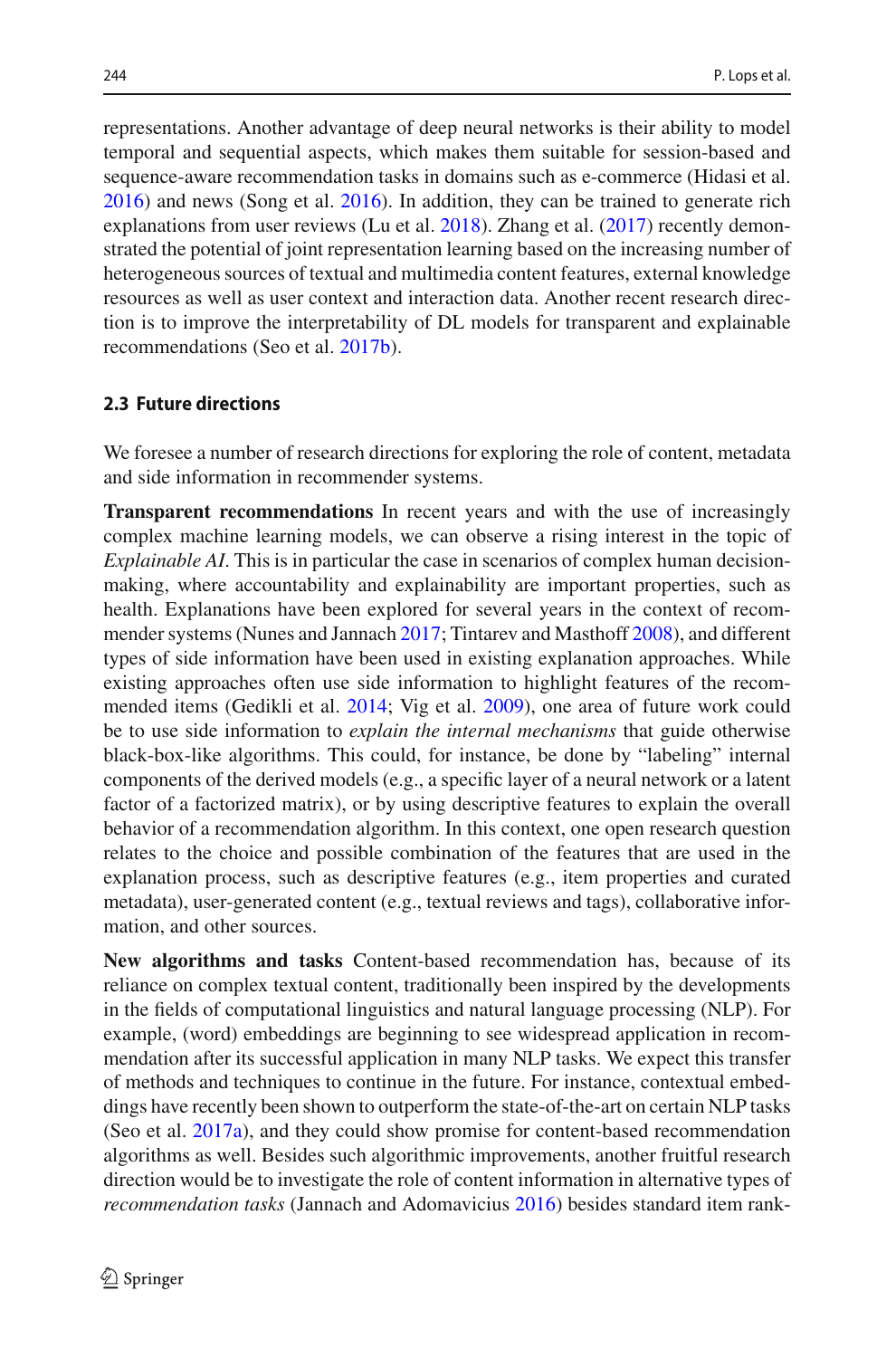representations. Another advantage of deep neural networks is their ability to model temporal and sequential aspects, which makes them suitable for session-based and sequence-aware recommendation tasks in domains such as e-commerce (Hidasi et al. 2016) and news (Song et al. 2016). In addition, they can be trained to generate rich explanations from user reviews (Lu et al. 2018). Zhang et al. (2017) recently demonstrated the potential of joint representation learning based on the increasing number of heterogeneous sources of textual and multimedia content features, external knowledge resources as well as user context and interaction data. Another recent research direction is to improve the interpretability of DL models for transparent and explainable recommendations (Seo et al. 2017b).

### 2.3 Future directions

We foresee a number of research directions for exploring the role of content, metadata and side information in recommender systems.

**Transparent recommendations** In recent years and with the use of increasingly complex machine learning models, we can observe a rising interest in the topic of *Explainable AI*. This is in particular the case in scenarios of complex human decision-making, where accountability and explainability are important properties, such as health. Explanations have been explored for several years in the context of recommender systems (Nunes and Jannach 2017; Tintarev and Masthoff 2008), and different types of side information have been used in existing explanation approaches. While existing approaches often use side information to highlight features of the recommended items (Gedikli et al. 2014; Vig et al. 2009), one area of future work could be to use side information to *explain the internal mechanisms* that guide otherwise black-box-like algorithms. This could, for instance, be done by "labeling" internal components of the derived models (e.g., a specific layer of a neural network or a latent factor of a factorized matrix), or by using descriptive features to explain the overall behavior of a recommendation algorithm. In this context, one open research question relates to the choice and possible combination of the features that are used in the explanation process, such as descriptive features (e.g., item properties and curated metadata), user-generated content (e.g., textual reviews and tags), collaborative information, and other sources.

**New algorithms and tasks** Content-based recommendation has, because of its reliance on complex textual content, traditionally been inspired by the developments in the fields of computational linguistics and natural language processing (NLP). For example, (word) embeddings are beginning to see widespread application in recommendation after its successful application in many NLP tasks. We expect this transfer of methods and techniques to continue in the future. For instance, contextual embeddings have recently been shown to outperform the state-of-the-art on certain NLP tasks (Seo et al. 2017a), and they could show promise for content-based recommendation algorithms as well. Besides such algorithmic improvements, another fruitful research direction would be to investigate the role of content information in alternative types of *recommendation tasks* (Jannach and Adomavicius 2016) besides standard item rank-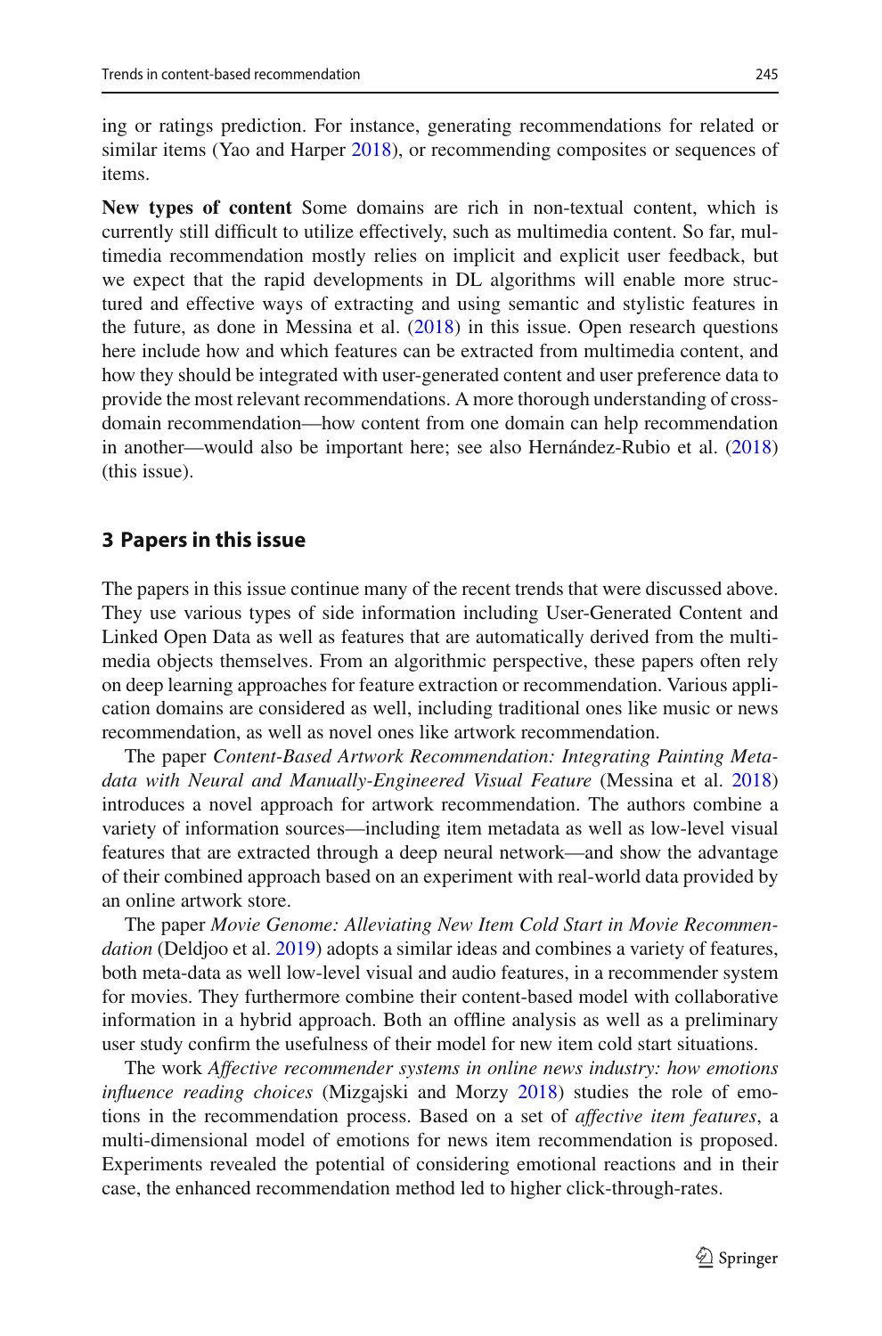ing or ratings prediction. For instance, generating recommendations for related or similar items (Yao and Harper 2018), or recommending composites or sequences of items.

**New types of content** Some domains are rich in non-textual content, which is currently still difficult to utilize effectively, such as multimedia content. So far, multimedia recommendation mostly relies on implicit and explicit user feedback, but we expect that the rapid developments in DL algorithms will enable more structured and effective ways of extracting and using semantic and stylistic features in the future, as done in Messina et al. (2018) in this issue. Open research questions here include how and which features can be extracted from multimedia content, and how they should be integrated with user-generated content and user preference data to provide the most relevant recommendations. A more thorough understanding of cross-domain recommendation—how content from one domain can help recommendation in another—would also be important here; see also Hernández-Rubio et al. (2018) (this issue).

## 3 Papers in this issue

The papers in this issue continue many of the recent trends that were discussed above. They use various types of side information including User-Generated Content and Linked Open Data as well as features that are automatically derived from the multimedia objects themselves. From an algorithmic perspective, these papers often rely on deep learning approaches for feature extraction or recommendation. Various application domains are considered as well, including traditional ones like music or news recommendation, as well as novel ones like artwork recommendation.

The paper *Content-Based Artwork Recommendation: Integrating Painting Metadata with Neural and Manually-Engineered Visual Feature* (Messina et al. 2018) introduces a novel approach for artwork recommendation. The authors combine a variety of information sources—including item metadata as well as low-level visual features that are extracted through a deep neural network—and show the advantage of their combined approach based on an experiment with real-world data provided by an online artwork store.

The paper *Movie Genome: Alleviating New Item Cold Start in Movie Recommendation* (Deldjoo et al. 2019) adopts a similar ideas and combines a variety of features, both meta-data as well low-level visual and audio features, in a recommender system for movies. They furthermore combine their content-based model with collaborative information in a hybrid approach. Both an offline analysis as well as a preliminary user study confirm the usefulness of their model for new item cold start situations.

The work *Affective recommender systems in online news industry: how emotions influence reading choices* (Mizgajski and Morzy 2018) studies the role of emotions in the recommendation process. Based on a set of *affective item features*, a multi-dimensional model of emotions for news item recommendation is proposed. Experiments revealed the potential of considering emotional reactions and in their case, the enhanced recommendation method led to higher click-through-rates.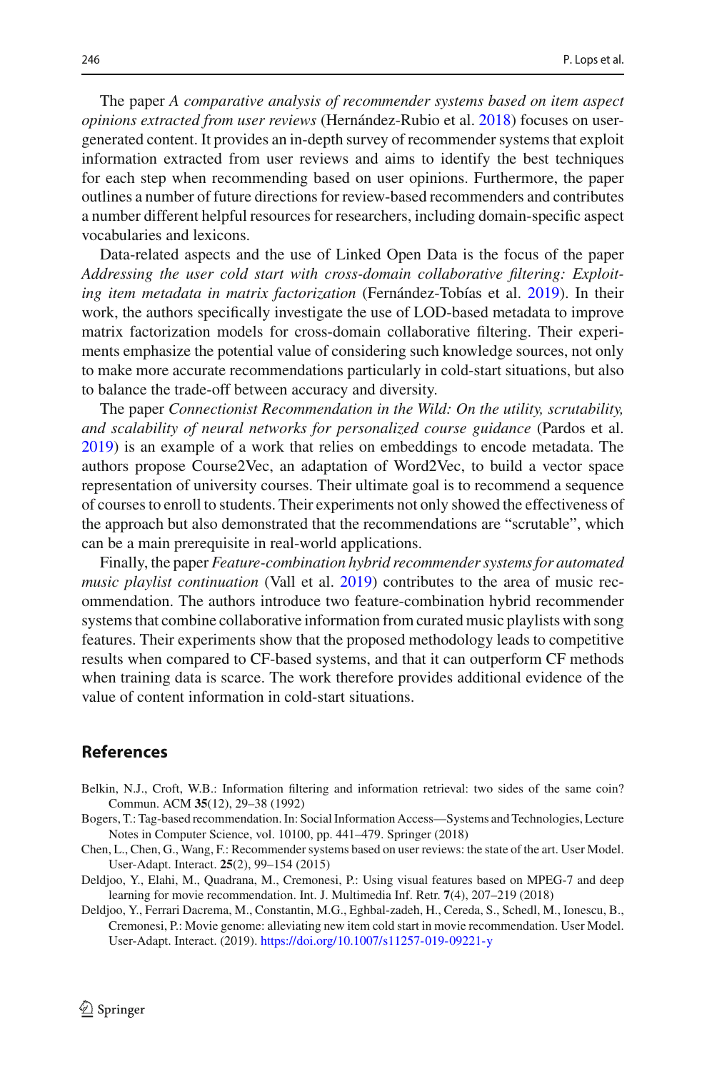The paper *A comparative analysis of recommender systems based on item aspect opinions extracted from user reviews* (Hernández-Rubio et al. 2018) focuses on user-generated content. It provides an in-depth survey of recommender systems that exploit information extracted from user reviews and aims to identify the best techniques for each step when recommending based on user opinions. Furthermore, the paper outlines a number of future directions for review-based recommenders and contributes a number different helpful resources for researchers, including domain-specific aspect vocabularies and lexicons.

Data-related aspects and the use of Linked Open Data is the focus of the paper *Addressing the user cold start with cross-domain collaborative filtering: Exploiting item metadata in matrix factorization* (Fernández-Tobías et al. 2019). In their work, the authors specifically investigate the use of LOD-based metadata to improve matrix factorization models for cross-domain collaborative filtering. Their experiments emphasize the potential value of considering such knowledge sources, not only to make more accurate recommendations particularly in cold-start situations, but also to balance the trade-off between accuracy and diversity.

The paper *Connectionist Recommendation in the Wild: On the utility, scrutability, and scalability of neural networks for personalized course guidance* (Pardos et al. 2019) is an example of a work that relies on embeddings to encode metadata. The authors propose Course2Vec, an adaptation of Word2Vec, to build a vector space representation of university courses. Their ultimate goal is to recommend a sequence of courses to enroll to students. Their experiments not only showed the effectiveness of the approach but also demonstrated that the recommendations are "scrutable", which can be a main prerequisite in real-world applications.

Finally, the paper *Feature-combination hybrid recommender systems for automated music playlist continuation* (Vall et al. 2019) contributes to the area of music recommendation. The authors introduce two feature-combination hybrid recommender systems that combine collaborative information from curated music playlists with song features. Their experiments show that the proposed methodology leads to competitive results when compared to CF-based systems, and that it can outperform CF methods when training data is scarce. The work therefore provides additional evidence of the value of content information in cold-start situations.

## References

Belkin, N.J., Croft, W.B.: Information filtering and information retrieval: two sides of the same coin? Commun. ACM **35**(12), 29–38 (1992)

Bogers, T.: Tag-based recommendation. In: Social Information Access—Systems and Technologies, Lecture Notes in Computer Science, vol. 10100, pp. 441–479. Springer (2018)

Chen, L., Chen, G., Wang, F.: Recommender systems based on user reviews: the state of the art. User Model. User-Adapt. Interact. **25**(2), 99–154 (2015)

Deldjoo, Y., Elahi, M., Quadrana, M., Cremonesi, P.: Using visual features based on MPEG-7 and deep learning for movie recommendation. Int. J. Multimedia Inf. Retr. **7**(4), 207–219 (2018)

Deldjoo, Y., Ferrari Dacrema, M., Constantin, M.G., Eghbal-zadeh, H., Cereda, S., Schedl, M., Ionescu, B., Cremonesi, P.: Movie genome: alleviating new item cold start in movie recommendation. User Model. User-Adapt. Interact. (2019). https://doi.org/10.1007/s11257-019-09221-y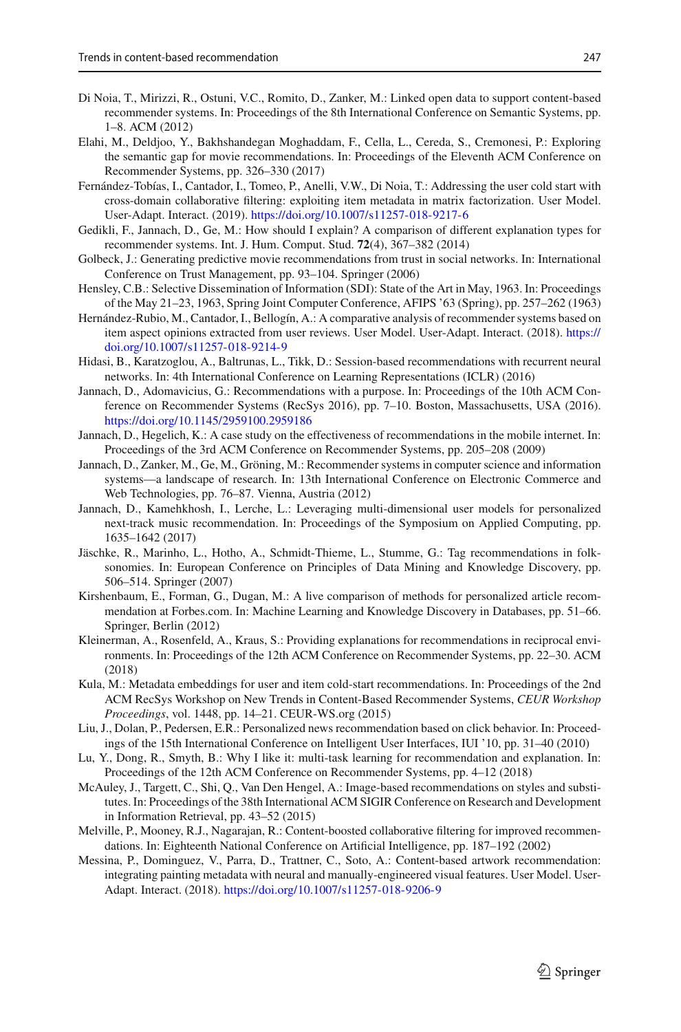Di Noia, T., Mirizzi, R., Ostuni, V.C., Romito, D., Zanker, M.: Linked open data to support content-based recommender systems. In: Proceedings of the 8th International Conference on Semantic Systems, pp. 1–8. ACM (2012)

Elahi, M., Deldjoo, Y., Bakhshandegan Moghaddam, F., Cella, L., Cereda, S., Cremonesi, P.: Exploring the semantic gap for movie recommendations. In: Proceedings of the Eleventh ACM Conference on Recommender Systems, pp. 326–330 (2017)

Fernández-Tobías, I., Cantador, I., Tomeo, P., Anelli, V.W., Di Noia, T.: Addressing the user cold start with cross-domain collaborative filtering: exploiting item metadata in matrix factorization. User Model. User-Adapt. Interact. (2019). https://doi.org/10.1007/s11257-018-9217-6

Gedikli, F., Jannach, D., Ge, M.: How should I explain? A comparison of different explanation types for recommender systems. Int. J. Hum. Comput. Stud. **72**(4), 367–382 (2014)

Golbeck, J.: Generating predictive movie recommendations from trust in social networks. In: International Conference on Trust Management, pp. 93–104. Springer (2006)

Hensley, C.B.: Selective Dissemination of Information (SDI): State of the Art in May, 1963. In: Proceedings of the May 21–23, 1963, Spring Joint Computer Conference, AFIPS '63 (Spring), pp. 257–262 (1963)

Hernández-Rubio, M., Cantador, I., Bellogín, A.: A comparative analysis of recommender systems based on item aspect opinions extracted from user reviews. User Model. User-Adapt. Interact. (2018). https://doi.org/10.1007/s11257-018-9214-9

Hidasi, B., Karatzoglou, A., Baltrunas, L., Tikk, D.: Session-based recommendations with recurrent neural networks. In: 4th International Conference on Learning Representations (ICLR) (2016)

Jannach, D., Adomavicius, G.: Recommendations with a purpose. In: Proceedings of the 10th ACM Conference on Recommender Systems (RecSys 2016), pp. 7–10. Boston, Massachusetts, USA (2016). https://doi.org/10.1145/2959100.2959186

Jannach, D., Hegelich, K.: A case study on the effectiveness of recommendations in the mobile internet. In: Proceedings of the 3rd ACM Conference on Recommender Systems, pp. 205–208 (2009)

Jannach, D., Zanker, M., Ge, M., Gröning, M.: Recommender systems in computer science and information systems—a landscape of research. In: 13th International Conference on Electronic Commerce and Web Technologies, pp. 76–87. Vienna, Austria (2012)

Jannach, D., Kamehkhosh, I., Lerche, L.: Leveraging multi-dimensional user models for personalized next-track music recommendation. In: Proceedings of the Symposium on Applied Computing, pp. 1635–1642 (2017)

Jäschke, R., Marinho, L., Hotho, A., Schmidt-Thieme, L., Stumme, G.: Tag recommendations in folksonomies. In: European Conference on Principles of Data Mining and Knowledge Discovery, pp. 506–514. Springer (2007)

Kirshenbaum, E., Forman, G., Dugan, M.: A live comparison of methods for personalized article recommendation at Forbes.com. In: Machine Learning and Knowledge Discovery in Databases, pp. 51–66. Springer, Berlin (2012)

Kleinerman, A., Rosenfeld, A., Kraus, S.: Providing explanations for recommendations in reciprocal environments. In: Proceedings of the 12th ACM Conference on Recommender Systems, pp. 22–30. ACM (2018)

Kula, M.: Metadata embeddings for user and item cold-start recommendations. In: Proceedings of the 2nd ACM RecSys Workshop on New Trends in Content-Based Recommender Systems, *CEUR Workshop Proceedings*, vol. 1448, pp. 14–21. CEUR-WS.org (2015)

Liu, J., Dolan, P., Pedersen, E.R.: Personalized news recommendation based on click behavior. In: Proceedings of the 15th International Conference on Intelligent User Interfaces, IUI '10, pp. 31–40 (2010)

Lu, Y., Dong, R., Smyth, B.: Why I like it: multi-task learning for recommendation and explanation. In: Proceedings of the 12th ACM Conference on Recommender Systems, pp. 4–12 (2018)

McAuley, J., Targett, C., Shi, Q., Van Den Hengel, A.: Image-based recommendations on styles and substitutes. In: Proceedings of the 38th International ACM SIGIR Conference on Research and Development in Information Retrieval, pp. 43–52 (2015)

Melville, P., Mooney, R.J., Nagarajan, R.: Content-boosted collaborative filtering for improved recommendations. In: Eighteenth National Conference on Artificial Intelligence, pp. 187–192 (2002)

Messina, P., Dominguez, V., Parra, D., Trattner, C., Soto, A.: Content-based artwork recommendation: integrating painting metadata with neural and manually-engineered visual features. User Model. User-Adapt. Interact. (2018). https://doi.org/10.1007/s11257-018-9206-9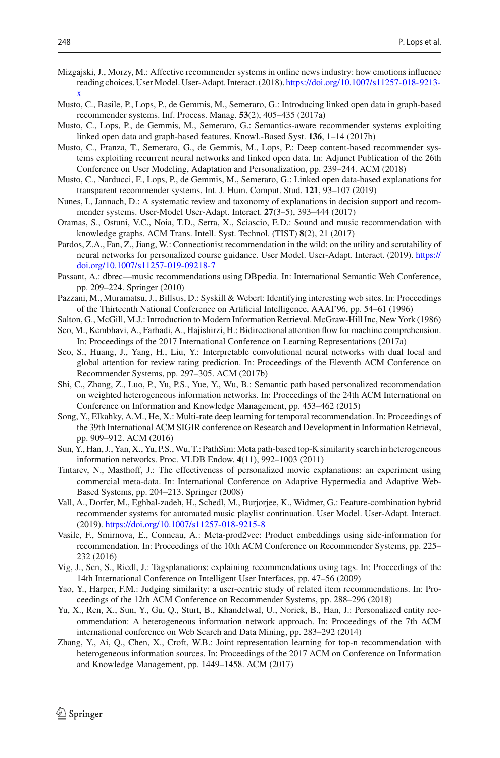Mizgajski, J., Morzy, M.: Affective recommender systems in online news industry: how emotions influence reading choices. User Model. User-Adapt. Interact. (2018). https://doi.org/10.1007/s11257-018-9213-x

Musto, C., Basile, P., Lops, P., de Gemmis, M., Semeraro, G.: Introducing linked open data in graph-based recommender systems. Inf. Process. Manag. **53**(2), 405–435 (2017a)

Musto, C., Lops, P., de Gemmis, M., Semeraro, G.: Semantics-aware recommender systems exploiting linked open data and graph-based features. Knowl.-Based Syst. **136**, 1–14 (2017b)

Musto, C., Franza, T., Semeraro, G., de Gemmis, M., Lops, P.: Deep content-based recommender systems exploiting recurrent neural networks and linked open data. In: Adjunct Publication of the 26th Conference on User Modeling, Adaptation and Personalization, pp. 239–244. ACM (2018)

Musto, C., Narducci, F., Lops, P., de Gemmis, M., Semeraro, G.: Linked open data-based explanations for transparent recommender systems. Int. J. Hum. Comput. Stud. **121**, 93–107 (2019)

Nunes, I., Jannach, D.: A systematic review and taxonomy of explanations in decision support and recommender systems. User-Model User-Adapt. Interact. **27**(3–5), 393–444 (2017)

Oramas, S., Ostuni, V.C., Noia, T.D., Serra, X., Sciascio, E.D.: Sound and music recommendation with knowledge graphs. ACM Trans. Intell. Syst. Technol. (TIST) **8**(2), 21 (2017)

Pardos, Z.A., Fan, Z., Jiang, W.: Connectionist recommendation in the wild: on the utility and scrutability of neural networks for personalized course guidance. User Model. User-Adapt. Interact. (2019). https://doi.org/10.1007/s11257-019-09218-7

Passant, A.: dbrec—music recommendations using DBpedia. In: International Semantic Web Conference, pp. 209–224. Springer (2010)

Pazzani, M., Muramatsu, J., Billsus, D.: Syskill & Webert: Identifying interesting web sites. In: Proceedings of the Thirteenth National Conference on Artificial Intelligence, AAAI'96, pp. 54–61 (1996)

Salton, G., McGill, M.J.: Introduction to Modern Information Retrieval. McGraw-Hill Inc, New York (1986)

Seo, M., Kembhavi, A., Farhadi, A., Hajishirzi, H.: Bidirectional attention flow for machine comprehension. In: Proceedings of the 2017 International Conference on Learning Representations (2017a)

Seo, S., Huang, J., Yang, H., Liu, Y.: Interpretable convolutional neural networks with dual local and global attention for review rating prediction. In: Proceedings of the Eleventh ACM Conference on Recommender Systems, pp. 297–305. ACM (2017b)

Shi, C., Zhang, Z., Luo, P., Yu, P.S., Yue, Y., Wu, B.: Semantic path based personalized recommendation on weighted heterogeneous information networks. In: Proceedings of the 24th ACM International on Conference on Information and Knowledge Management, pp. 453–462 (2015)

Song, Y., Elkahky, A.M., He, X.: Multi-rate deep learning for temporal recommendation. In: Proceedings of the 39th International ACM SIGIR conference on Research and Development in Information Retrieval, pp. 909–912. ACM (2016)

Sun, Y., Han, J., Yan, X., Yu, P.S., Wu, T.: PathSim: Meta path-based top-K similarity search in heterogeneous information networks. Proc. VLDB Endow. **4**(11), 992–1003 (2011)

Tintarev, N., Masthoff, J.: The effectiveness of personalized movie explanations: an experiment using commercial meta-data. In: International Conference on Adaptive Hypermedia and Adaptive Web-Based Systems, pp. 204–213. Springer (2008)

Vall, A., Dorfer, M., Eghbal-zadeh, H., Schedl, M., Burjorjee, K., Widmer, G.: Feature-combination hybrid recommender systems for automated music playlist continuation. User Model. User-Adapt. Interact. (2019). https://doi.org/10.1007/s11257-018-9215-8

Vasile, F., Smirnova, E., Conneau, A.: Meta-prod2vec: Product embeddings using side-information for recommendation. In: Proceedings of the 10th ACM Conference on Recommender Systems, pp. 225–232 (2016)

Vig, J., Sen, S., Riedl, J.: Tagsplanations: explaining recommendations using tags. In: Proceedings of the 14th International Conference on Intelligent User Interfaces, pp. 47–56 (2009)

Yao, Y., Harper, F.M.: Judging similarity: a user-centric study of related item recommendations. In: Proceedings of the 12th ACM Conference on Recommender Systems, pp. 288–296 (2018)

Yu, X., Ren, X., Sun, Y., Gu, Q., Sturt, B., Khandelwal, U., Norick, B., Han, J.: Personalized entity recommendation: A heterogeneous information network approach. In: Proceedings of the 7th ACM international conference on Web Search and Data Mining, pp. 283–292 (2014)

Zhang, Y., Ai, Q., Chen, X., Croft, W.B.: Joint representation learning for top-n recommendation with heterogeneous information sources. In: Proceedings of the 2017 ACM on Conference on Information and Knowledge Management, pp. 1449–1458. ACM (2017)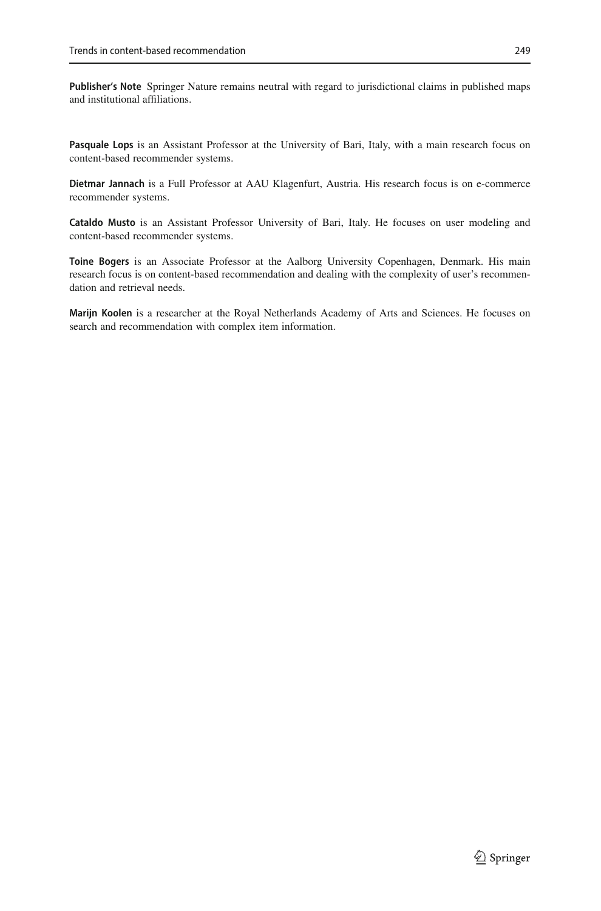**Publisher's Note** Springer Nature remains neutral with regard to jurisdictional claims in published maps and institutional affiliations.

**Pasquale Lops** is an Assistant Professor at the University of Bari, Italy, with a main research focus on content-based recommender systems.

**Dietmar Jannach** is a Full Professor at AAU Klagenfurt, Austria. His research focus is on e-commerce recommender systems.

**Cataldo Musto** is an Assistant Professor University of Bari, Italy. He focuses on user modeling and content-based recommender systems.

**Toine Bogers** is an Associate Professor at the Aalborg University Copenhagen, Denmark. His main research focus is on content-based recommendation and dealing with the complexity of user's recommendation and retrieval needs.

**Marijn Koolen** is a researcher at the Royal Netherlands Academy of Arts and Sciences. He focuses on search and recommendation with complex item information.